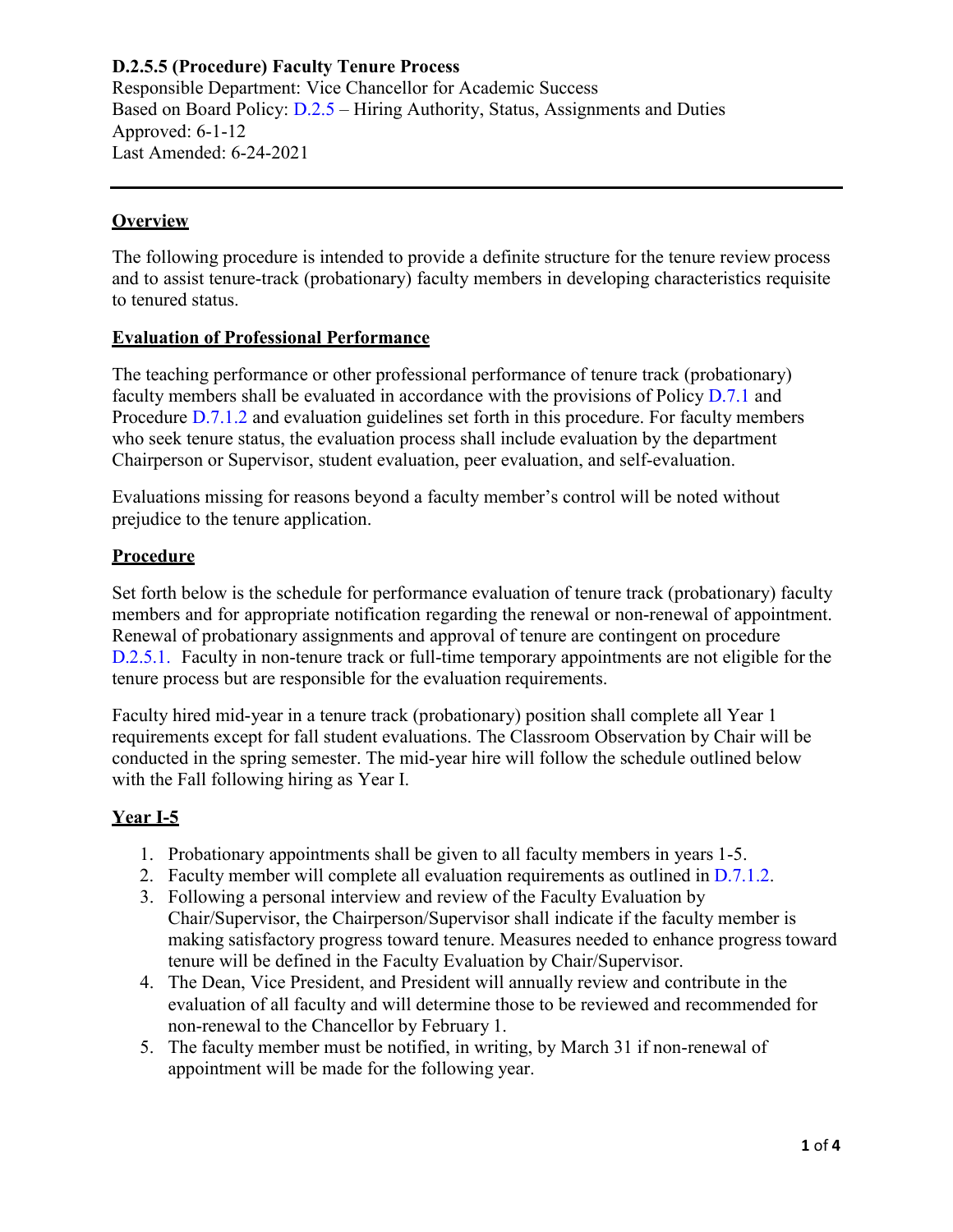**D.2.5.5 (Procedure) Faculty Tenure Process**
Responsible Department: Vice Chancellor for Academic Success
Based on Board Policy: D.2.5 – Hiring Authority, Status, Assignments and Duties
Approved: 6-1-12
Last Amended: 6-24-2021

---

## Overview

The following procedure is intended to provide a definite structure for the tenure review process and to assist tenure-track (probationary) faculty members in developing characteristics requisite to tenured status.

## Evaluation of Professional Performance

The teaching performance or other professional performance of tenure track (probationary) faculty members shall be evaluated in accordance with the provisions of Policy D.7.1 and Procedure D.7.1.2 and evaluation guidelines set forth in this procedure. For faculty members who seek tenure status, the evaluation process shall include evaluation by the department Chairperson or Supervisor, student evaluation, peer evaluation, and self-evaluation.

Evaluations missing for reasons beyond a faculty member's control will be noted without prejudice to the tenure application.

## Procedure

Set forth below is the schedule for performance evaluation of tenure track (probationary) faculty members and for appropriate notification regarding the renewal or non-renewal of appointment. Renewal of probationary assignments and approval of tenure are contingent on procedure D.2.5.1. Faculty in non-tenure track or full-time temporary appointments are not eligible for the tenure process but are responsible for the evaluation requirements.

Faculty hired mid-year in a tenure track (probationary) position shall complete all Year 1 requirements except for fall student evaluations. The Classroom Observation by Chair will be conducted in the spring semester. The mid-year hire will follow the schedule outlined below with the Fall following hiring as Year I.

## Year I-5

1. Probationary appointments shall be given to all faculty members in years 1-5.
2. Faculty member will complete all evaluation requirements as outlined in D.7.1.2.
3. Following a personal interview and review of the Faculty Evaluation by Chair/Supervisor, the Chairperson/Supervisor shall indicate if the faculty member is making satisfactory progress toward tenure. Measures needed to enhance progress toward tenure will be defined in the Faculty Evaluation by Chair/Supervisor.
4. The Dean, Vice President, and President will annually review and contribute in the evaluation of all faculty and will determine those to be reviewed and recommended for non-renewal to the Chancellor by February 1.
5. The faculty member must be notified, in writing, by March 31 if non-renewal of appointment will be made for the following year.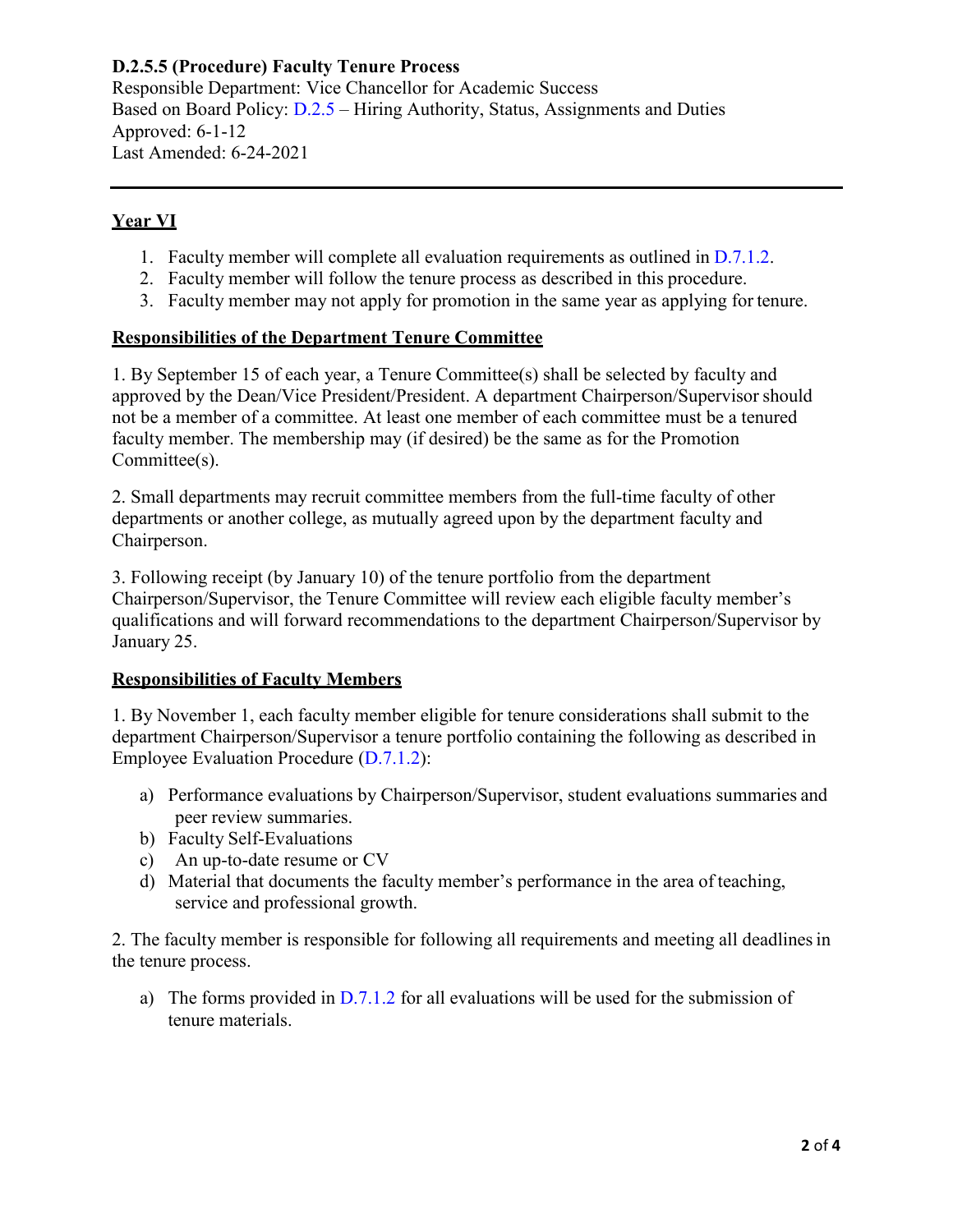**D.2.5.5 (Procedure) Faculty Tenure Process**
Responsible Department: Vice Chancellor for Academic Success
Based on Board Policy: D.2.5 – Hiring Authority, Status, Assignments and Duties
Approved: 6-1-12
Last Amended: 6-24-2021

---

## Year VI

1. Faculty member will complete all evaluation requirements as outlined in D.7.1.2.
2. Faculty member will follow the tenure process as described in this procedure.
3. Faculty member may not apply for promotion in the same year as applying for tenure.

## Responsibilities of the Department Tenure Committee

1. By September 15 of each year, a Tenure Committee(s) shall be selected by faculty and approved by the Dean/Vice President/President. A department Chairperson/Supervisor should not be a member of a committee. At least one member of each committee must be a tenured faculty member. The membership may (if desired) be the same as for the Promotion Committee(s).

2. Small departments may recruit committee members from the full-time faculty of other departments or another college, as mutually agreed upon by the department faculty and Chairperson.

3. Following receipt (by January 10) of the tenure portfolio from the department Chairperson/Supervisor, the Tenure Committee will review each eligible faculty member's qualifications and will forward recommendations to the department Chairperson/Supervisor by January 25.

## Responsibilities of Faculty Members

1. By November 1, each faculty member eligible for tenure considerations shall submit to the department Chairperson/Supervisor a tenure portfolio containing the following as described in Employee Evaluation Procedure (D.7.1.2):

   a) Performance evaluations by Chairperson/Supervisor, student evaluations summaries and peer review summaries.
   b) Faculty Self-Evaluations
   c) An up-to-date resume or CV
   d) Material that documents the faculty member's performance in the area of teaching, service and professional growth.

2. The faculty member is responsible for following all requirements and meeting all deadlines in the tenure process.

   a) The forms provided in D.7.1.2 for all evaluations will be used for the submission of tenure materials.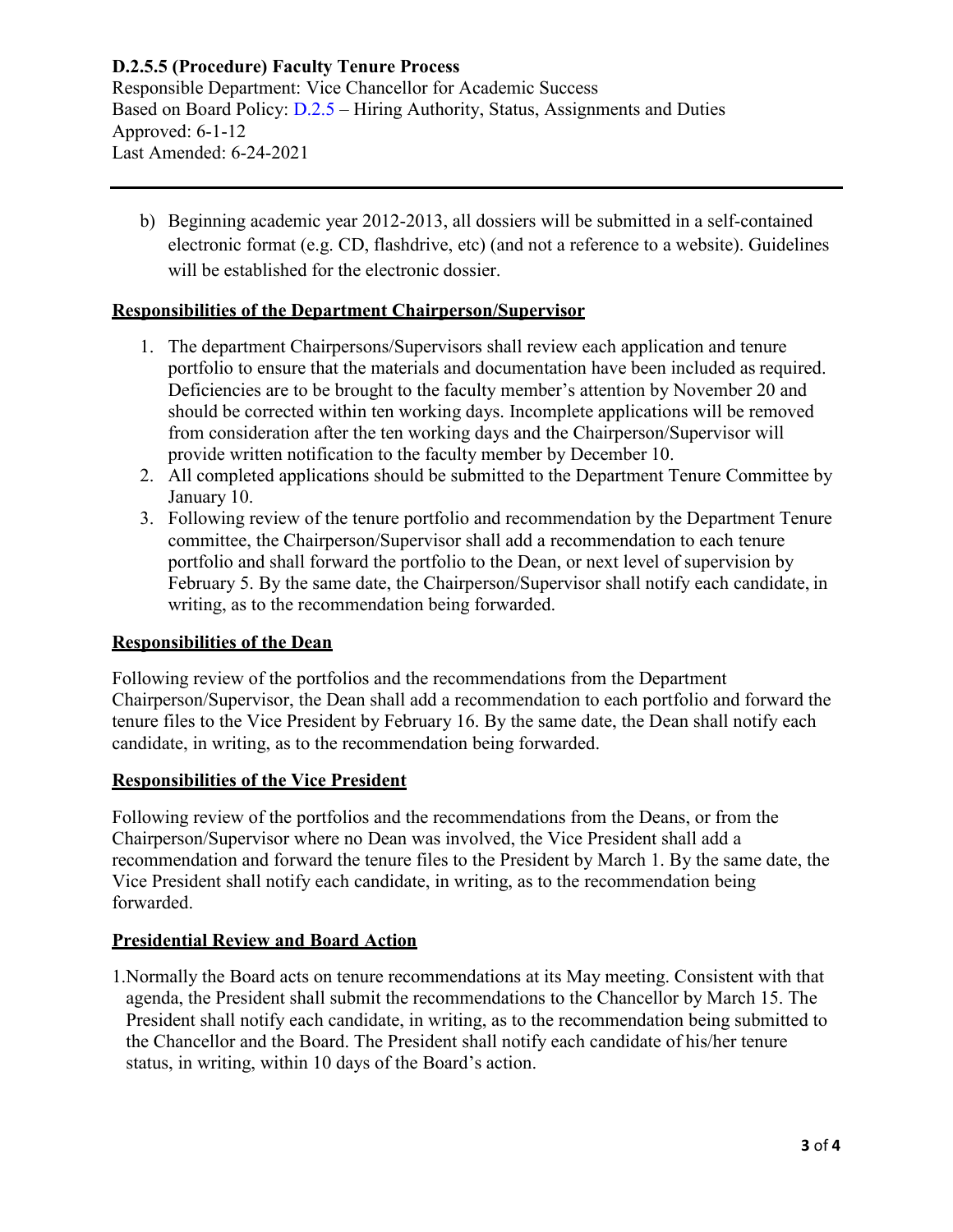b) Beginning academic year 2012-2013, all dossiers will be submitted in a self-contained electronic format (e.g. CD, flashdrive, etc) (and not a reference to a website). Guidelines will be established for the electronic dossier.

## Responsibilities of the Department Chairperson/Supervisor

1. The department Chairpersons/Supervisors shall review each application and tenure portfolio to ensure that the materials and documentation have been included as required. Deficiencies are to be brought to the faculty member's attention by November 20 and should be corrected within ten working days. Incomplete applications will be removed from consideration after the ten working days and the Chairperson/Supervisor will provide written notification to the faculty member by December 10.
2. All completed applications should be submitted to the Department Tenure Committee by January 10.
3. Following review of the tenure portfolio and recommendation by the Department Tenure committee, the Chairperson/Supervisor shall add a recommendation to each tenure portfolio and shall forward the portfolio to the Dean, or next level of supervision by February 5. By the same date, the Chairperson/Supervisor shall notify each candidate, in writing, as to the recommendation being forwarded.

## Responsibilities of the Dean

Following review of the portfolios and the recommendations from the Department Chairperson/Supervisor, the Dean shall add a recommendation to each portfolio and forward the tenure files to the Vice President by February 16. By the same date, the Dean shall notify each candidate, in writing, as to the recommendation being forwarded.

## Responsibilities of the Vice President

Following review of the portfolios and the recommendations from the Deans, or from the Chairperson/Supervisor where no Dean was involved, the Vice President shall add a recommendation and forward the tenure files to the President by March 1. By the same date, the Vice President shall notify each candidate, in writing, as to the recommendation being forwarded.

## Presidential Review and Board Action

1. Normally the Board acts on tenure recommendations at its May meeting. Consistent with that agenda, the President shall submit the recommendations to the Chancellor by March 15. The President shall notify each candidate, in writing, as to the recommendation being submitted to the Chancellor and the Board. The President shall notify each candidate of his/her tenure status, in writing, within 10 days of the Board's action.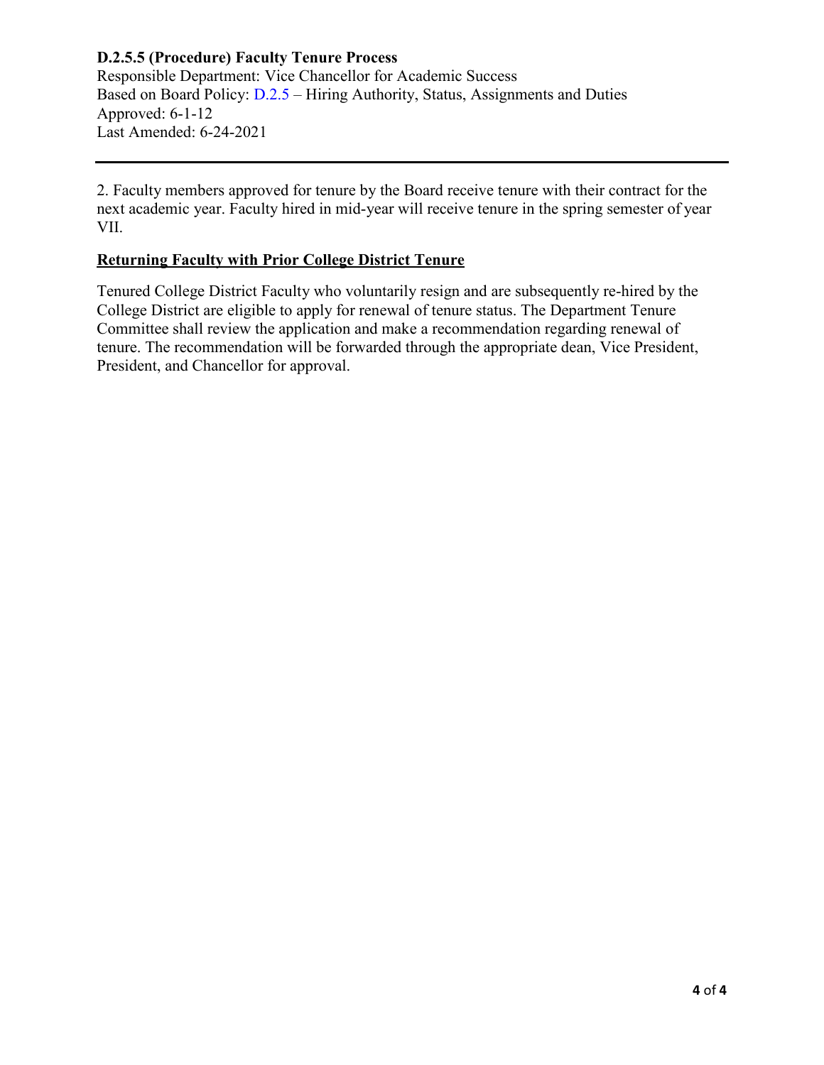**D.2.5.5 (Procedure) Faculty Tenure Process**
Responsible Department: Vice Chancellor for Academic Success
Based on Board Policy: D.2.5 – Hiring Authority, Status, Assignments and Duties
Approved: 6-1-12
Last Amended: 6-24-2021

---

2. Faculty members approved for tenure by the Board receive tenure with their contract for the next academic year. Faculty hired in mid-year will receive tenure in the spring semester of year VII.

**Returning Faculty with Prior College District Tenure**

Tenured College District Faculty who voluntarily resign and are subsequently re-hired by the College District are eligible to apply for renewal of tenure status. The Department Tenure Committee shall review the application and make a recommendation regarding renewal of tenure. The recommendation will be forwarded through the appropriate dean, Vice President, President, and Chancellor for approval.